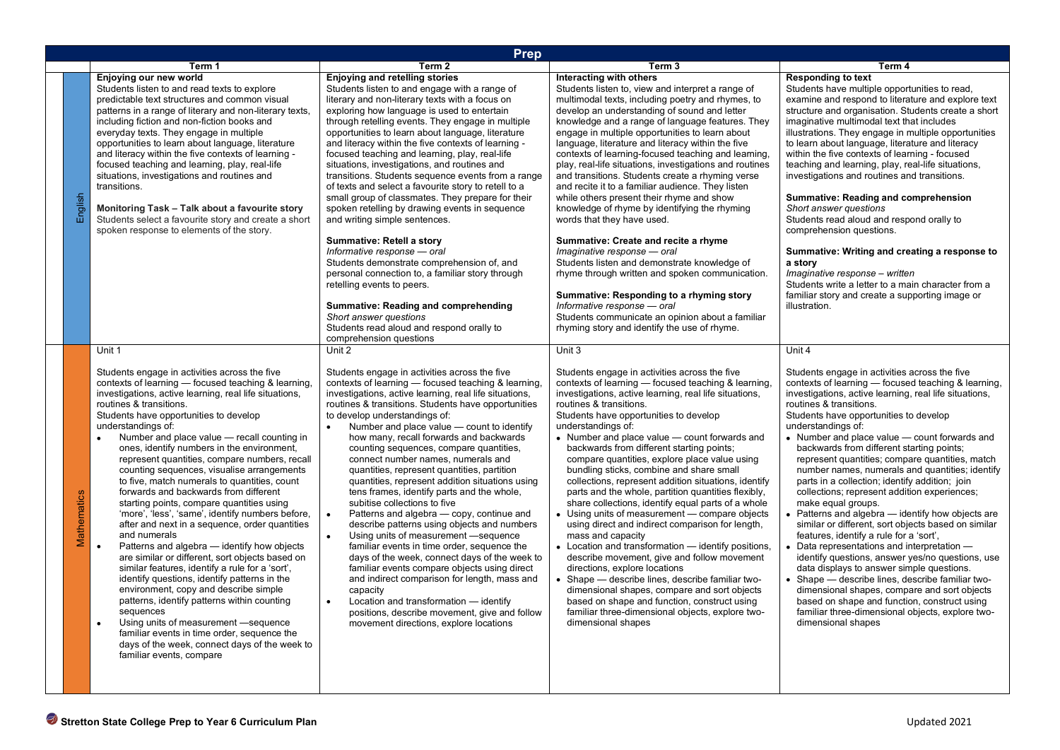## Prep

| | Term 1 | Term 2 | Term 3 | Term 4 |
|---|---|---|---|---|
| English | **Enjoying our new world**<br>Students listen to and read texts to explore predictable text structures and common visual patterns in a range of literary and non-literary texts, including fiction and non-fiction books and everyday texts. They engage in multiple opportunities to learn about language, literature and literacy within the five contexts of learning - focused teaching and learning, play, real-life situations, investigations and routines and transitions.<br><br>**Monitoring Task – Talk about a favourite story**<br>Students select a favourite story and create a short spoken response to elements of the story. | **Enjoying and retelling stories**<br>Students listen to and engage with a range of literary and non-literary texts with a focus on exploring how language is used to entertain through retelling events. They engage in multiple opportunities to learn about language, literature and literacy within the five contexts of learning - focused teaching and learning, play, real-life situations, investigations, and routines and transitions. Students sequence events from a range of texts and select a favourite story to retell to a small group of classmates. They prepare for their spoken retelling by drawing events in sequence and writing simple sentences.<br><br>**Summative: Retell a story**<br>*Informative response — oral*<br>Students demonstrate comprehension of, and personal connection to, a familiar story through retelling events to peers.<br><br>**Summative: Reading and comprehending**<br>*Short answer questions*<br>Students read aloud and respond orally to comprehension questions | **Interacting with others**<br>Students listen to, view and interpret a range of multimodal texts, including poetry and rhymes, to develop an understanding of sound and letter knowledge and a range of language features. They engage in multiple opportunities to learn about language, literature and literacy within the five contexts of learning-focused teaching and learning, play, real-life situations, investigations and routines and transitions. Students create a rhyming verse and recite it to a familiar audience. They listen while others present their rhyme and show knowledge of rhyme by identifying the rhyming words that they have used.<br><br>**Summative: Create and recite a rhyme**<br>*Imaginative response — oral*<br>Students listen and demonstrate knowledge of rhyme through written and spoken communication.<br><br>**Summative: Responding to a rhyming story**<br>*Informative response — oral*<br>Students communicate an opinion about a familiar rhyming story and identify the use of rhyme. | **Responding to text**<br>Students have multiple opportunities to read, examine and respond to literature and explore text structure and organisation. Students create a short imaginative multimodal text that includes illustrations. They engage in multiple opportunities to learn about language, literature and literacy within the five contexts of learning - focused teaching and learning, play, real-life situations, investigations and routines and transitions.<br><br>**Summative: Reading and comprehension**<br>*Short answer questions*<br>Students read aloud and respond orally to comprehension questions.<br><br>**Summative: Writing and creating a response to a story**<br>*Imaginative response – written*<br>Students write a letter to a main character from a familiar story and create a supporting image or illustration. |
| Mathematics | Unit 1<br><br>Students engage in activities across the five contexts of learning — focused teaching & learning, investigations, active learning, real life situations, routines & transitions.<br>Students have opportunities to develop understandings of:<br>• Number and place value — recall counting in ones, identify numbers in the environment, represent quantities, compare numbers, recall counting sequences, visualise arrangements to five, match numerals to quantities, count forwards and backwards from different starting points, compare quantities using 'more', 'less', 'same', identify numbers before, after and next in a sequence, order quantities and numerals<br>• Patterns and algebra — identify how objects are similar or different, sort objects based on similar features, identify a rule for a 'sort', identify questions, identify patterns in the environment, copy and describe simple patterns, identify patterns within counting sequences<br>• Using units of measurement —sequence familiar events in time order, sequence the days of the week, connect days of the week to familiar events, compare | Unit 2<br><br>Students engage in activities across the five contexts of learning — focused teaching & learning, investigations, active learning, real life situations, routines & transitions. Students have opportunities to develop understandings of:<br>• Number and place value — count to identify how many, recall forwards and backwards counting sequences, compare quantities, connect number names, numerals and quantities, represent quantities, partition quantities, represent addition situations using tens frames, identify parts and the whole, subitise collections to five<br>• Patterns and algebra — copy, continue and describe patterns using objects and numbers<br>• Using units of measurement —sequence familiar events in time order, sequence the days of the week, connect days of the week to familiar events compare objects using direct and indirect comparison for length, mass and capacity<br>• Location and transformation — identify positions, describe movement, give and follow movement directions, explore locations | Unit 3<br><br>Students engage in activities across the five contexts of learning — focused teaching & learning, investigations, active learning, real life situations, routines & transitions.<br>Students have opportunities to develop understandings of:<br>• Number and place value — count forwards and backwards from different starting points; compare quantities, explore place value using bundling sticks, combine and share small collections, represent addition situations, identify parts and the whole, partition quantities flexibly, share collections, identify equal parts of a whole<br>• Using units of measurement — compare objects using direct and indirect comparison for length, mass and capacity<br>• Location and transformation — identify positions, describe movement, give and follow movement directions, explore locations<br>• Shape — describe lines, describe familiar two-dimensional shapes, compare and sort objects based on shape and function, construct using familiar three-dimensional objects, explore two-dimensional shapes | Unit 4<br><br>Students engage in activities across the five contexts of learning — focused teaching & learning, investigations, active learning, real life situations, routines & transitions.<br>Students have opportunities to develop understandings of:<br>• Number and place value — count forwards and backwards from different starting points; represent quantities; compare quantities, match number names, numerals and quantities; identify parts in a collection; identify addition; join collections; represent addition experiences; make equal groups.<br>• Patterns and algebra — identify how objects are similar or different, sort objects based on similar features, identify a rule for a 'sort',<br>• Data representations and interpretation — identify questions, answer yes/no questions, use data displays to answer simple questions.<br>• Shape — describe lines, describe familiar two-dimensional shapes, compare and sort objects based on shape and function, construct using familiar three-dimensional objects, explore two-dimensional shapes |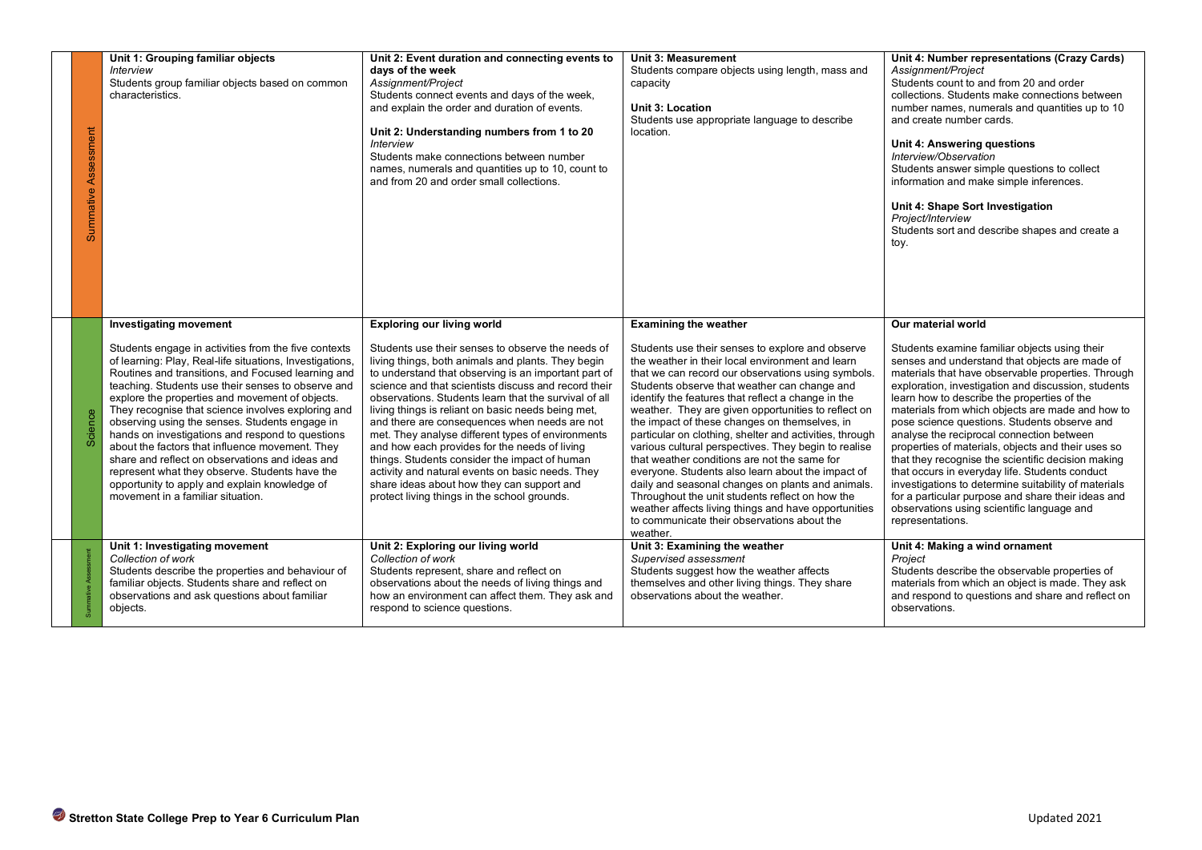| | | | | | |
|---|---|---|---|---|---|
| | Summative Assessment | **Unit 1: Grouping familiar objects**<br>*Interview*<br>Students group familiar objects based on common characteristics. | **Unit 2: Event duration and connecting events to days of the week**<br>*Assignment/Project*<br>Students connect events and days of the week, and explain the order and duration of events.<br><br>**Unit 2: Understanding numbers from 1 to 20**<br>*Interview*<br>Students make connections between number names, numerals and quantities up to 10, count to and from 20 and order small collections. | **Unit 3: Measurement**<br>Students compare objects using length, mass and capacity<br><br>**Unit 3: Location**<br>Students use appropriate language to describe location. | **Unit 4: Number representations (Crazy Cards)**<br>*Assignment/Project*<br>Students count to and from 20 and order collections. Students make connections between number names, numerals and quantities up to 10 and create number cards.<br><br>**Unit 4: Answering questions**<br>*Interview/Observation*<br>Students answer simple questions to collect information and make simple inferences.<br><br>**Unit 4: Shape Sort Investigation**<br>*Project/Interview*<br>Students sort and describe shapes and create a toy. |
| | Science | **Investigating movement**<br><br>Students engage in activities from the five contexts of learning: Play, Real-life situations, Investigations, Routines and transitions, and Focused learning and teaching. Students use their senses to observe and explore the properties and movement of objects. They recognise that science involves exploring and observing using the senses. Students engage in hands on investigations and respond to questions about the factors that influence movement. They share and reflect on observations and ideas and represent what they observe. Students have the opportunity to apply and explain knowledge of movement in a familiar situation. | **Exploring our living world**<br><br>Students use their senses to observe the needs of living things, both animals and plants. They begin to understand that observing is an important part of science and that scientists discuss and record their observations. Students learn that the survival of all living things is reliant on basic needs being met, and there are consequences when needs are not met. They analyse different types of environments and how each provides for the needs of living things. Students consider the impact of human activity and natural events on basic needs. They share ideas about how they can support and protect living things in the school grounds. | **Examining the weather**<br><br>Students use their senses to explore and observe the weather in their local environment and learn that we can record our observations using symbols. Students observe that weather can change and identify the features that reflect a change in the weather. They are given opportunities to reflect on the impact of these changes on themselves, in particular on clothing, shelter and activities, through various cultural perspectives. They begin to realise that weather conditions are not the same for everyone. Students also learn about the impact of daily and seasonal changes on plants and animals. Throughout the unit students reflect on how the weather affects living things and have opportunities to communicate their observations about the weather. | **Our material world**<br><br>Students examine familiar objects using their senses and understand that objects are made of materials that have observable properties. Through exploration, investigation and discussion, students learn how to describe the properties of the materials from which objects are made and how to pose science questions. Students observe and analyse the reciprocal connection between properties of materials, objects and their uses so that they recognise the scientific decision making that occurs in everyday life. Students conduct investigations to determine suitability of materials for a particular purpose and share their ideas and observations using scientific language and representations. |
| | Summative Assessment | **Unit 1: Investigating movement**<br>*Collection of work*<br>Students describe the properties and behaviour of familiar objects. Students share and reflect on observations and ask questions about familiar objects. | **Unit 2: Exploring our living world**<br>*Collection of work*<br>Students represent, share and reflect on observations about the needs of living things and how an environment can affect them. They ask and respond to science questions. | **Unit 3: Examining the weather**<br>*Supervised assessment*<br>Students suggest how the weather affects themselves and other living things. They share observations about the weather. | **Unit 4: Making a wind ornament**<br>*Project*<br>Students describe the observable properties of materials from which an object is made. They ask and respond to questions and share and reflect on observations. |

**Stretton State College Prep to Year 6 Curriculum Plan**

Updated 2021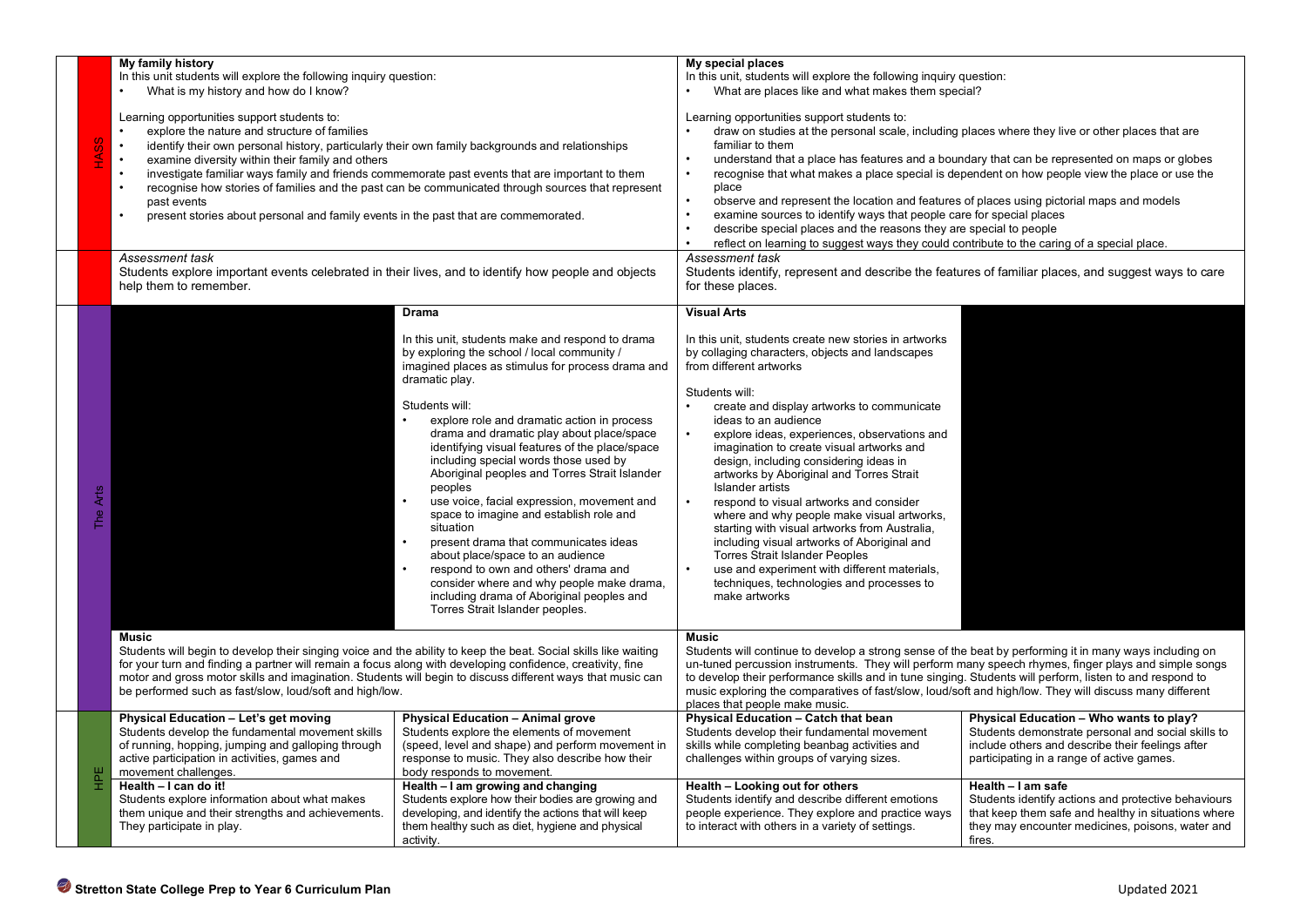| | | | | |
|---|---|---|---|---|
| HASS | **My family history**<br>In this unit students will explore the following inquiry question:<br>• What is my history and how do I know?<br><br>Learning opportunities support students to:<br>• explore the nature and structure of families<br>• identify their own personal history, particularly their own family backgrounds and relationships<br>• examine diversity within their family and others<br>• investigate familiar ways family and friends commemorate past events that are important to them<br>• recognise how stories of families and the past can be communicated through sources that represent past events<br>• present stories about personal and family events in the past that are commemorated. | | **My special places**<br>In this unit, students will explore the following inquiry question:<br>• What are places like and what makes them special?<br><br>Learning opportunities support students to:<br>• draw on studies at the personal scale, including places where they live or other places that are familiar to them<br>• understand that a place has features and a boundary that can be represented on maps or globes<br>• recognise that what makes a place special is dependent on how people view the place or use the place<br>• observe and represent the location and features of places using pictorial maps and models<br>• examine sources to identify ways that people care for special places<br>• describe special places and the reasons they are special to people<br>• reflect on learning to suggest ways they could contribute to the caring of a special place. | |
| | *Assessment task*<br>Students explore important events celebrated in their lives, and to identify how people and objects help them to remember. | | *Assessment task*<br>Students identify, represent and describe the features of familiar places, and suggest ways to care for these places. | |
| The Arts | | **Drama**<br><br>In this unit, students make and respond to drama by exploring the school / local community / imagined places as stimulus for process drama and dramatic play.<br><br>Students will:<br>• explore role and dramatic action in process drama and dramatic play about place/space identifying visual features of the place/space including special words those used by Aboriginal peoples and Torres Strait Islander peoples<br>• use voice, facial expression, movement and space to imagine and establish role and situation<br>• present drama that communicates ideas about place/space to an audience<br>• respond to own and others' drama and consider where and why people make drama, including drama of Aboriginal peoples and Torres Strait Islander peoples. | **Visual Arts**<br><br>In this unit, students create new stories in artworks by collaging characters, objects and landscapes from different artworks<br><br>Students will:<br>• create and display artworks to communicate ideas to an audience<br>• explore ideas, experiences, observations and imagination to create visual artworks and design, including considering ideas in artworks by Aboriginal and Torres Strait Islander artists<br>• respond to visual artworks and consider where and why people make visual artworks, starting with visual artworks from Australia, including visual artworks of Aboriginal and Torres Strait Islander Peoples<br>• use and experiment with different materials, techniques, technologies and processes to make artworks | |
| | **Music**<br>Students will begin to develop their singing voice and the ability to keep the beat. Social skills like waiting for your turn and finding a partner will remain a focus along with developing confidence, creativity, fine motor and gross motor skills and imagination. Students will begin to discuss different ways that music can be performed such as fast/slow, loud/soft and high/low. | | **Music**<br>Students will continue to develop a strong sense of the beat by performing it in many ways including on un-tuned percussion instruments. They will perform many speech rhymes, finger plays and simple songs to develop their performance skills and in tune singing. Students will perform, listen to and respond to music exploring the comparatives of fast/slow, loud/soft and high/low. They will discuss many different places that people make music. | |
| HPE | **Physical Education – Let's get moving**<br>Students develop the fundamental movement skills of running, hopping, jumping and galloping through active participation in activities, games and movement challenges. | **Physical Education – Animal grove**<br>Students explore the elements of movement (speed, level and shape) and perform movement in response to music. They also describe how their body responds to movement. | **Physical Education – Catch that bean**<br>Students develop their fundamental movement skills while completing beanbag activities and challenges within groups of varying sizes. | **Physical Education – Who wants to play?**<br>Students demonstrate personal and social skills to include others and describe their feelings after participating in a range of active games. |
| | **Health – I can do it!**<br>Students explore information about what makes them unique and their strengths and achievements. They participate in play. | **Health – I am growing and changing**<br>Students explore how their bodies are growing and developing, and identify the actions that will keep them healthy such as diet, hygiene and physical activity. | **Health – Looking out for others**<br>Students identify and describe different emotions people experience. They explore and practice ways to interact with others in a variety of settings. | **Health – I am safe**<br>Students identify actions and protective behaviours that keep them safe and healthy in situations where they may encounter medicines, poisons, water and fires. |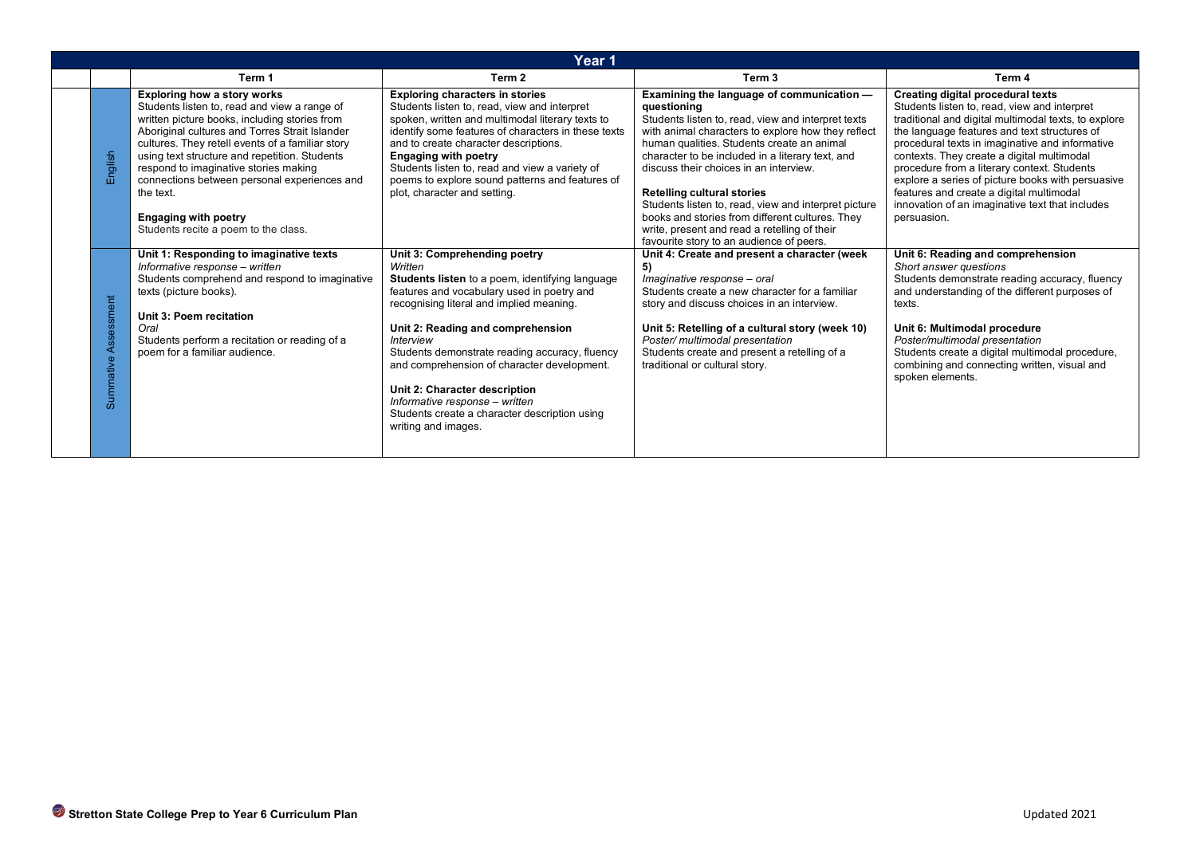| Year 1 | | | | | |
|---|---|---|---|---|---|
| | | Term 1 | Term 2 | Term 3 | Term 4 |
| | English | **Exploring how a story works**<br>Students listen to, read and view a range of written picture books, including stories from Aboriginal cultures and Torres Strait Islander cultures. They retell events of a familiar story using text structure and repetition. Students respond to imaginative stories making connections between personal experiences and the text.<br><br>**Engaging with poetry**<br>Students recite a poem to the class. | **Exploring characters in stories**<br>Students listen to, read, view and interpret spoken, written and multimodal literary texts to identify some features of characters in these texts and to create character descriptions.<br>**Engaging with poetry**<br>Students listen to, read and view a variety of poems to explore sound patterns and features of plot, character and setting. | **Examining the language of communication — questioning**<br>Students listen to, read, view and interpret texts with animal characters to explore how they reflect human qualities. Students create an animal character to be included in a literary text, and discuss their choices in an interview.<br><br>**Retelling cultural stories**<br>Students listen to, read, view and interpret picture books and stories from different cultures. They write, present and read a retelling of their favourite story to an audience of peers. | **Creating digital procedural texts**<br>Students listen to, read, view and interpret traditional and digital multimodal texts, to explore the language features and text structures of procedural texts in imaginative and informative contexts. They create a digital multimodal procedure from a literary context. Students explore a series of picture books with persuasive features and create a digital multimodal innovation of an imaginative text that includes persuasion. |
| | Summative Assessment | **Unit 1: Responding to imaginative texts**<br>*Informative response – written*<br>Students comprehend and respond to imaginative texts (picture books).<br><br>**Unit 3: Poem recitation**<br>*Oral*<br>Students perform a recitation or reading of a poem for a familiar audience. | **Unit 3: Comprehending poetry**<br>*Written*<br>**Students listen** to a poem, identifying language features and vocabulary used in poetry and recognising literal and implied meaning.<br><br>**Unit 2: Reading and comprehension**<br>*Interview*<br>Students demonstrate reading accuracy, fluency and comprehension of character development.<br><br>**Unit 2: Character description**<br>*Informative response – written*<br>Students create a character description using writing and images. | **Unit 4: Create and present a character (week 5)**<br>*Imaginative response – oral*<br>Students create a new character for a familiar story and discuss choices in an interview.<br><br>**Unit 5: Retelling of a cultural story (week 10)**<br>*Poster/ multimodal presentation*<br>Students create and present a retelling of a traditional or cultural story. | **Unit 6: Reading and comprehension**<br>*Short answer questions*<br>Students demonstrate reading accuracy, fluency and understanding of the different purposes of texts.<br><br>**Unit 6: Multimodal procedure**<br>*Poster/multimodal presentation*<br>Students create a digital multimodal procedure, combining and connecting written, visual and spoken elements. |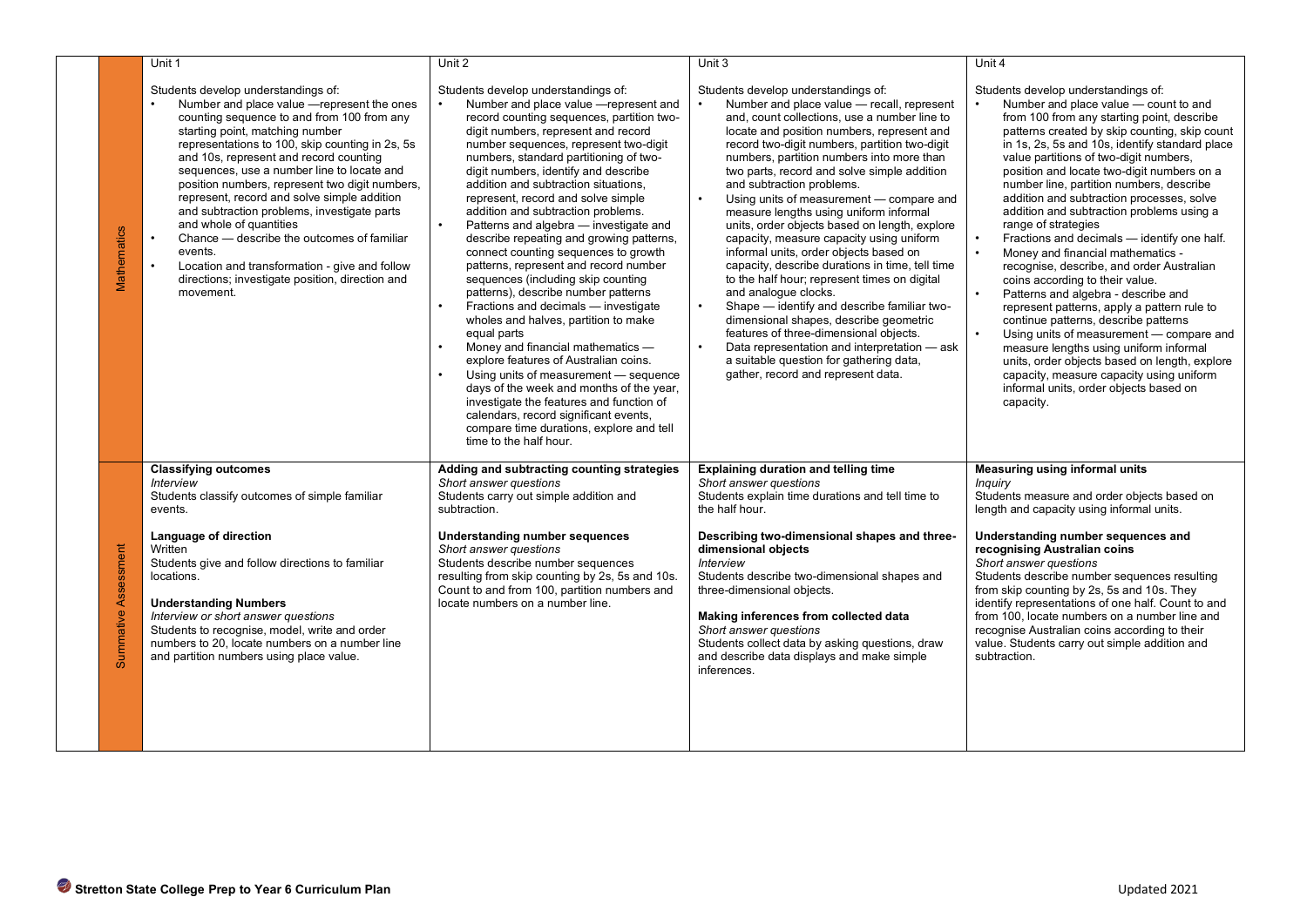| | Unit 1 | Unit 2 | Unit 3 | Unit 4 |
|---|---|---|---|---|
| Mathematics | Students develop understandings of:<br>• Number and place value —represent the ones counting sequence to and from 100 from any starting point, matching number representations to 100, skip counting in 2s, 5s and 10s, represent and record counting sequences, use a number line to locate and position numbers, represent two digit numbers, represent, record and solve simple addition and subtraction problems, investigate parts and whole of quantities<br>• Chance — describe the outcomes of familiar events.<br>• Location and transformation - give and follow directions; investigate position, direction and movement. | Students develop understandings of:<br>• Number and place value —represent and record counting sequences, partition two-digit numbers, represent and record number sequences, represent two-digit numbers, standard partitioning of two-digit numbers, identify and describe addition and subtraction situations, represent, record and solve simple addition and subtraction problems.<br>• Patterns and algebra — investigate and describe repeating and growing patterns, connect counting sequences to growth patterns, represent and record number sequences (including skip counting patterns), describe number patterns<br>• Fractions and decimals — investigate wholes and halves, partition to make equal parts<br>• Money and financial mathematics — explore features of Australian coins.<br>• Using units of measurement — sequence days of the week and months of the year, investigate the features and function of calendars, record significant events, compare time durations, explore and tell time to the half hour. | Students develop understandings of:<br>• Number and place value — recall, represent and, count collections, use a number line to locate and position numbers, represent and record two-digit numbers, partition two-digit numbers, partition numbers into more than two parts, record and solve simple addition and subtraction problems.<br>• Using units of measurement — compare and measure lengths using uniform informal units, order objects based on length, explore capacity, measure capacity using uniform informal units, order objects based on capacity, describe durations in time, tell time to the half hour; represent times on digital and analogue clocks.<br>• Shape — identify and describe familiar two-dimensional shapes, describe geometric features of three-dimensional objects.<br>• Data representation and interpretation — ask a suitable question for gathering data, gather, record and represent data. | Students develop understandings of:<br>• Number and place value — count to and from 100 from any starting point, describe patterns created by skip counting, skip count in 1s, 2s, 5s and 10s, identify standard place value partitions of two-digit numbers, position and locate two-digit numbers on a number line, partition numbers, describe addition and subtraction processes, solve addition and subtraction problems using a range of strategies<br>• Fractions and decimals — identify one half.<br>• Money and financial mathematics - recognise, describe, and order Australian coins according to their value.<br>• Patterns and algebra - describe and represent patterns, apply a pattern rule to continue patterns, describe patterns<br>• Using units of measurement — compare and measure lengths using uniform informal units, order objects based on length, explore capacity, measure capacity using uniform informal units, order objects based on capacity. |
| Summative Assessment | **Classifying outcomes**<br>*Interview*<br>Students classify outcomes of simple familiar events.<br><br>**Language of direction**<br>Written<br>Students give and follow directions to familiar locations.<br><br>**Understanding Numbers**<br>*Interview or short answer questions*<br>Students to recognise, model, write and order numbers to 20, locate numbers on a number line and partition numbers using place value. | **Adding and subtracting counting strategies**<br>*Short answer questions*<br>Students carry out simple addition and subtraction.<br><br>**Understanding number sequences**<br>*Short answer questions*<br>Students describe number sequences resulting from skip counting by 2s, 5s and 10s. Count to and from 100, partition numbers and locate numbers on a number line. | **Explaining duration and telling time**<br>*Short answer questions*<br>Students explain time durations and tell time to the half hour.<br><br>**Describing two-dimensional shapes and three-dimensional objects**<br>*Interview*<br>Students describe two-dimensional shapes and three-dimensional objects.<br><br>**Making inferences from collected data**<br>*Short answer questions*<br>Students collect data by asking questions, draw and describe data displays and make simple inferences. | **Measuring using informal units**<br>*Inquiry*<br>Students measure and order objects based on length and capacity using informal units.<br><br>**Understanding number sequences and recognising Australian coins**<br>*Short answer questions*<br>Students describe number sequences resulting from skip counting by 2s, 5s and 10s. They identify representations of one half. Count to and from 100, locate numbers on a number line and recognise Australian coins according to their value. Students carry out simple addition and subtraction. |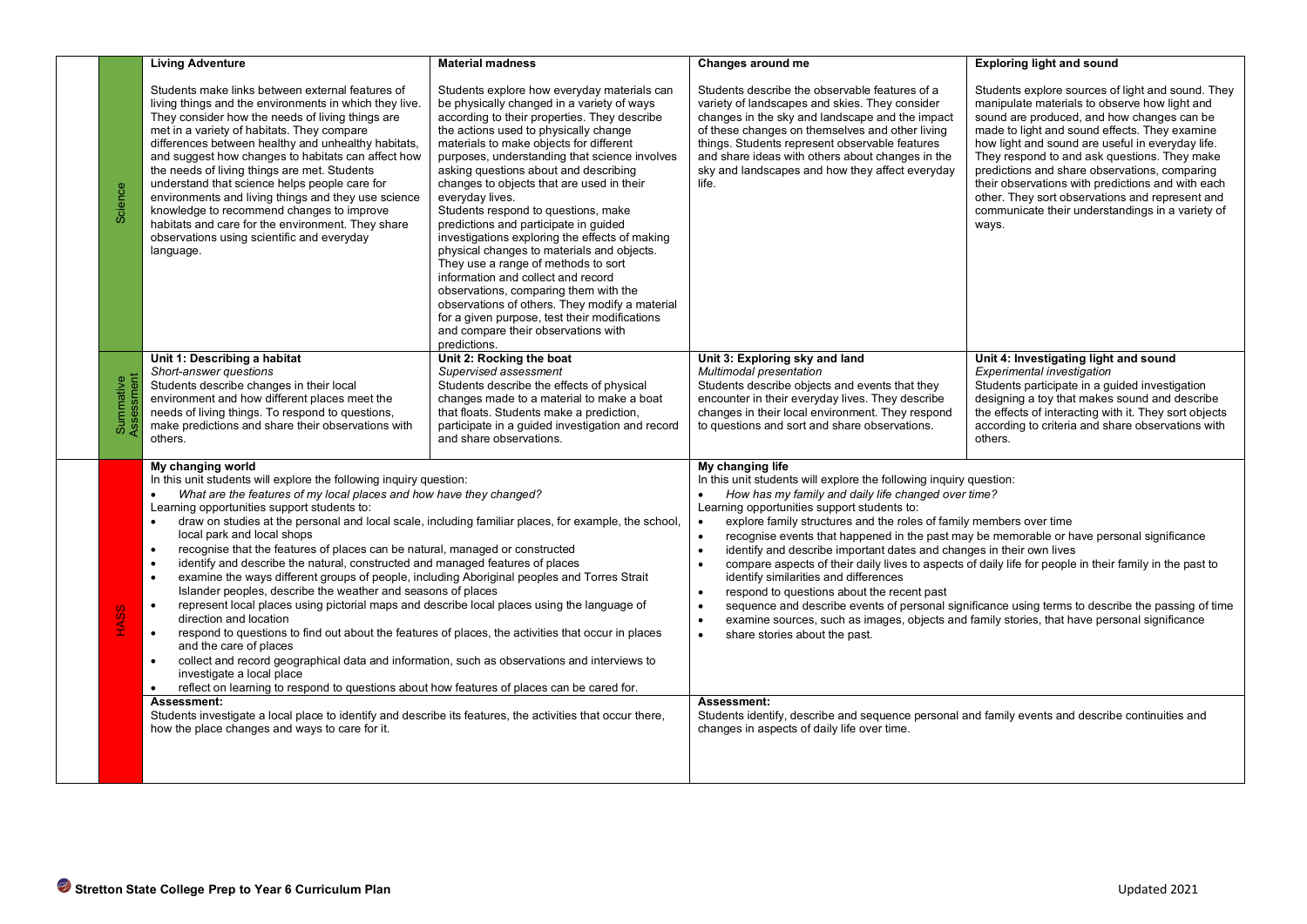| | | | | | |
|---|---|---|---|---|---|
| Science | **Living Adventure**<br><br>Students make links between external features of living things and the environments in which they live. They consider how the needs of living things are met in a variety of habitats. They compare differences between healthy and unhealthy habitats, and suggest how changes to habitats can affect how the needs of living things are met. Students understand that science helps people care for environments and living things and they use science knowledge to recommend changes to improve habitats and care for the environment. They share observations using scientific and everyday language. | **Material madness**<br><br>Students explore how everyday materials can be physically changed in a variety of ways according to their properties. They describe the actions used to physically change materials to make objects for different purposes, understanding that science involves asking questions about and describing changes to objects that are used in their everyday lives.<br>Students respond to questions, make predictions and participate in guided investigations exploring the effects of making physical changes to materials and objects. They use a range of methods to sort information and collect and record observations, comparing them with the observations of others. They modify a material for a given purpose, test their modifications and compare their observations with predictions. | **Changes around me**<br><br>Students describe the observable features of a variety of landscapes and skies. They consider changes in the sky and landscape and the impact of these changes on themselves and other living things. Students represent observable features and share ideas with others about changes in the sky and landscapes and how they affect everyday life. | **Exploring light and sound**<br><br>Students explore sources of light and sound. They manipulate materials to observe how light and sound are produced, and how changes can be made to light and sound effects. They examine how light and sound are useful in everyday life. They respond to and ask questions. They make predictions and share observations, comparing their observations with predictions and with each other. They sort observations and represent and communicate their understandings in a variety of ways. |
| Summative Assessment | **Unit 1: Describing a habitat**<br>*Short-answer questions*<br>Students describe changes in their local environment and how different places meet the needs of living things. To respond to questions, make predictions and share their observations with others. | **Unit 2: Rocking the boat**<br>*Supervised assessment*<br>Students describe the effects of physical changes made to a material to make a boat that floats. Students make a prediction, participate in a guided investigation and record and share observations. | **Unit 3: Exploring sky and land**<br>*Multimodal presentation*<br>Students describe objects and events that they encounter in their everyday lives. They describe changes in their local environment. They respond to questions and sort and share observations. | **Unit 4: Investigating light and sound**<br>*Experimental investigation*<br>Students participate in a guided investigation designing a toy that makes sound and describe the effects of interacting with it. They sort objects according to criteria and share observations with others. |
| HASS | **My changing world**<br>In this unit students will explore the following inquiry question:<br>• *What are the features of my local places and how have they changed?*<br>Learning opportunities support students to:<br>• draw on studies at the personal and local scale, including familiar places, for example, the school, local park and local shops<br>• recognise that the features of places can be natural, managed or constructed<br>• identify and describe the natural, constructed and managed features of places<br>• examine the ways different groups of people, including Aboriginal peoples and Torres Strait Islander peoples, describe the weather and seasons of places<br>• represent local places using pictorial maps and describe local places using the language of direction and location<br>• respond to questions to find out about the features of places, the activities that occur in places and the care of places<br>• collect and record geographical data and information, such as observations and interviews to investigate a local place<br>• reflect on learning to respond to questions about how features of places can be cared for. | | **My changing life**<br>In this unit students will explore the following inquiry question:<br>• *How has my family and daily life changed over time?*<br>Learning opportunities support students to:<br>• explore family structures and the roles of family members over time<br>• recognise events that happened in the past may be memorable or have personal significance<br>• identify and describe important dates and changes in their own lives<br>• compare aspects of their daily lives to aspects of daily life for people in their family in the past to identify similarities and differences<br>• respond to questions about the recent past<br>• sequence and describe events of personal significance using terms to describe the passing of time<br>• examine sources, such as images, objects and family stories, that have personal significance<br>• share stories about the past. | |
| | **Assessment:**<br>Students investigate a local place to identify and describe its features, the activities that occur there, how the place changes and ways to care for it. | | **Assessment:**<br>Students identify, describe and sequence personal and family events and describe continuities and changes in aspects of daily life over time. | |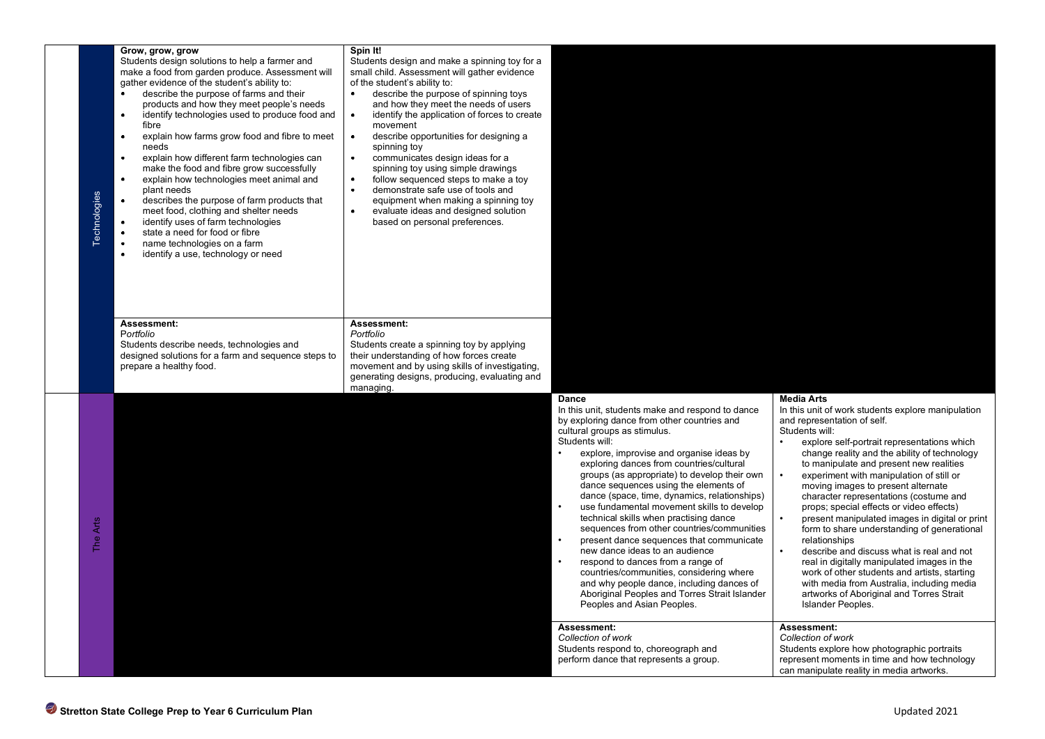| | | | | |
|---|---|---|---|---|
| Technologies | **Grow, grow, grow**<br>Students design solutions to help a farmer and make a food from garden produce. Assessment will gather evidence of the student's ability to:<br>• describe the purpose of farms and their products and how they meet people's needs<br>• identify technologies used to produce food and fibre<br>• explain how farms grow food and fibre to meet needs<br>• explain how different farm technologies can make the food and fibre grow successfully<br>• explain how technologies meet animal and plant needs<br>• describes the purpose of farm products that meet food, clothing and shelter needs<br>• identify uses of farm technologies<br>• state a need for food or fibre<br>• name technologies on a farm<br>• identify a use, technology or need | **Spin It!**<br>Students design and make a spinning toy for a small child. Assessment will gather evidence of the student's ability to:<br>• describe the purpose of spinning toys and how they meet the needs of users<br>• identify the application of forces to create movement<br>• describe opportunities for designing a spinning toy<br>• communicates design ideas for a spinning toy using simple drawings<br>• follow sequenced steps to make a toy<br>• demonstrate safe use of tools and equipment when making a spinning toy<br>• evaluate ideas and designed solution based on personal preferences. | | |
| | **Assessment:**<br>*Portfolio*<br>Students describe needs, technologies and designed solutions for a farm and sequence steps to prepare a healthy food. | **Assessment:**<br>*Portfolio*<br>Students create a spinning toy by applying their understanding of how forces create movement and by using skills of investigating, generating designs, producing, evaluating and managing. | | |
| The Arts | | | **Dance**<br>In this unit, students make and respond to dance by exploring dance from other countries and cultural groups as stimulus.<br>Students will:<br>• explore, improvise and organise ideas by exploring dances from countries/cultural groups (as appropriate) to develop their own dance sequences using the elements of dance (space, time, dynamics, relationships)<br>• use fundamental movement skills to develop technical skills when practising dance sequences from other countries/communities<br>• present dance sequences that communicate new dance ideas to an audience<br>• respond to dances from a range of countries/communities, considering where and why people dance, including dances of Aboriginal Peoples and Torres Strait Islander Peoples and Asian Peoples. | **Media Arts**<br>In this unit of work students explore manipulation and representation of self.<br>Students will:<br>• explore self-portrait representations which change reality and the ability of technology to manipulate and present new realities<br>• experiment with manipulation of still or moving images to present alternate character representations (costume and props; special effects or video effects)<br>• present manipulated images in digital or print form to share understanding of generational relationships<br>• describe and discuss what is real and not real in digitally manipulated images in the work of other students and artists, starting with media from Australia, including media artworks of Aboriginal and Torres Strait Islander Peoples. |
| | | | **Assessment:**<br>*Collection of work*<br>Students respond to, choreograph and perform dance that represents a group. | **Assessment:**<br>*Collection of work*<br>Students explore how photographic portraits represent moments in time and how technology can manipulate reality in media artworks. |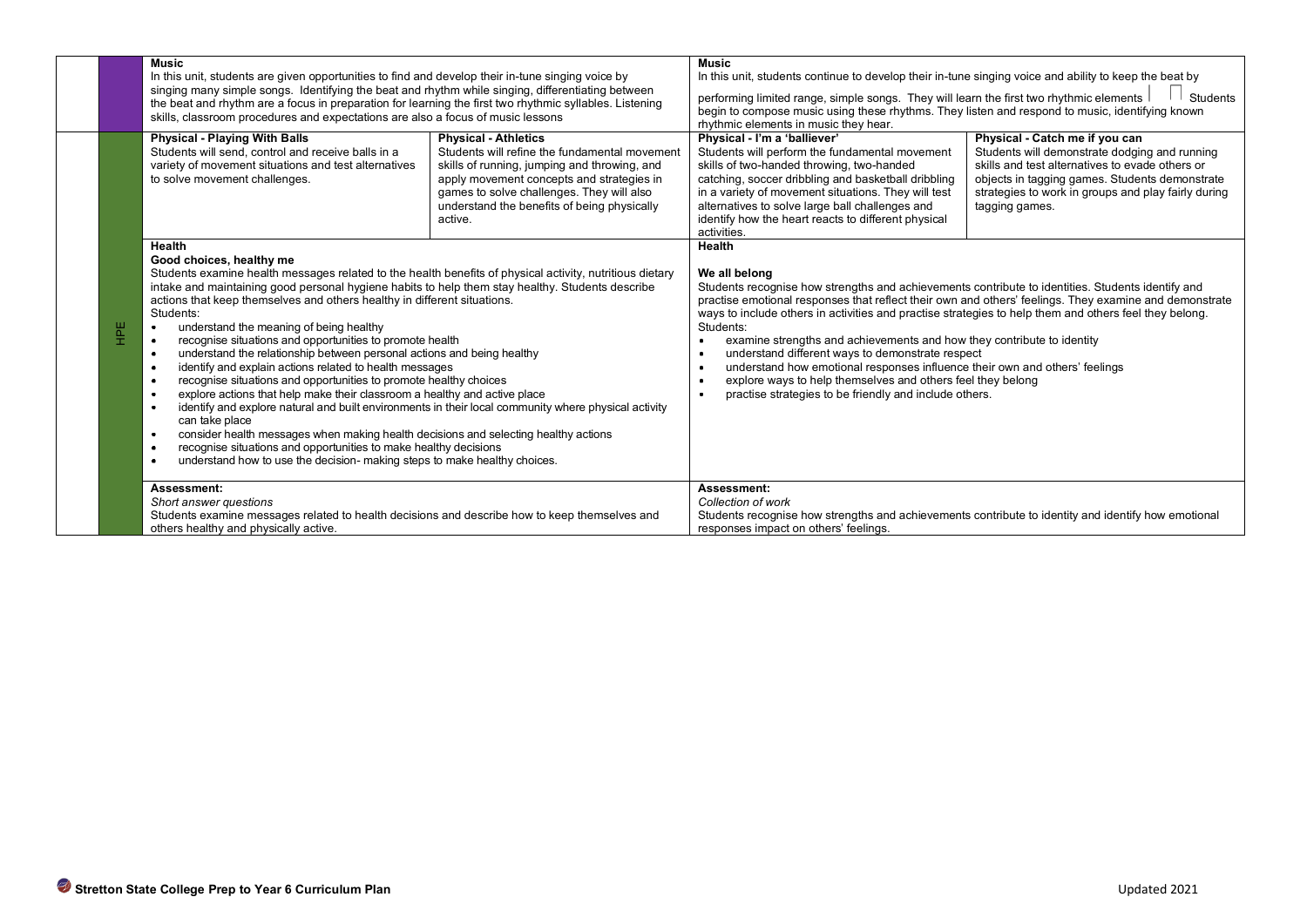| | | | | | |
|---|---|---|---|---|---|
| | | **Music**<br>In this unit, students are given opportunities to find and develop their in-tune singing voice by singing many simple songs. Identifying the beat and rhythm while singing, differentiating between the beat and rhythm are a focus in preparation for learning the first two rhythmic syllables. Listening skills, classroom procedures and expectations are also a focus of music lessons | | **Music**<br>In this unit, students continue to develop their in-tune singing voice and ability to keep the beat by performing limited range, simple songs. They will learn the first two rhythmic elements Students begin to compose music using these rhythms. They listen and respond to music, identifying known rhythmic elements in music they hear. | |
| | HPE | **Physical - Playing With Balls**<br>Students will send, control and receive balls in a variety of movement situations and test alternatives to solve movement challenges. | **Physical - Athletics**<br>Students will refine the fundamental movement skills of running, jumping and throwing, and apply movement concepts and strategies in games to solve challenges. They will also understand the benefits of being physically active. | **Physical - I'm a 'balliever'**<br>Students will perform the fundamental movement skills of two-handed throwing, two-handed catching, soccer dribbling and basketball dribbling in a variety of movement situations. They will test alternatives to solve large ball challenges and identify how the heart reacts to different physical activities. | **Physical - Catch me if you can**<br>Students will demonstrate dodging and running skills and test alternatives to evade others or objects in tagging games. Students demonstrate strategies to work in groups and play fairly during tagging games. |
| | | **Health**<br>**Good choices, healthy me**<br>Students examine health messages related to the health benefits of physical activity, nutritious dietary intake and maintaining good personal hygiene habits to help them stay healthy. Students describe actions that keep themselves and others healthy in different situations.<br>Students:<br>• understand the meaning of being healthy<br>• recognise situations and opportunities to promote health<br>• understand the relationship between personal actions and being healthy<br>• identify and explain actions related to health messages<br>• recognise situations and opportunities to promote healthy choices<br>• explore actions that help make their classroom a healthy and active place<br>• identify and explore natural and built environments in their local community where physical activity can take place<br>• consider health messages when making health decisions and selecting healthy actions<br>• recognise situations and opportunities to make healthy decisions<br>• understand how to use the decision- making steps to make healthy choices. | | **Health**<br>**We all belong**<br>Students recognise how strengths and achievements contribute to identities. Students identify and practise emotional responses that reflect their own and others' feelings. They examine and demonstrate ways to include others in activities and practise strategies to help them and others feel they belong.<br>Students:<br>• examine strengths and achievements and how they contribute to identity<br>• understand different ways to demonstrate respect<br>• understand how emotional responses influence their own and others' feelings<br>• explore ways to help themselves and others feel they belong<br>• practise strategies to be friendly and include others. | |
| | | **Assessment:**<br>*Short answer questions*<br>Students examine messages related to health decisions and describe how to keep themselves and others healthy and physically active. | | **Assessment:**<br>*Collection of work*<br>Students recognise how strengths and achievements contribute to identity and identify how emotional responses impact on others' feelings. | |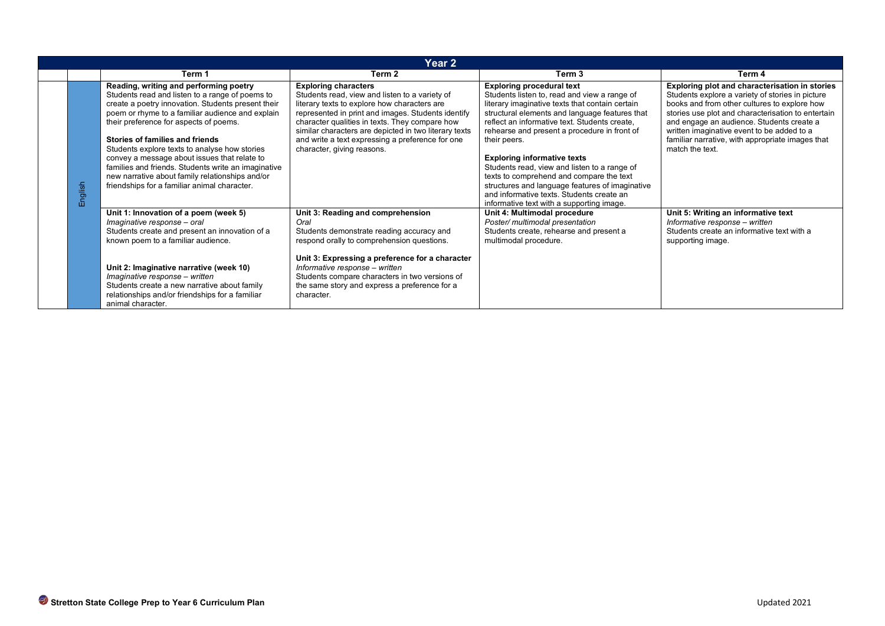| Year 2 | | | | | |
|---|---|---|---|---|---|
| | | Term 1 | Term 2 | Term 3 | Term 4 |
| | English | **Reading, writing and performing poetry** Students read and listen to a range of poems to create a poetry innovation. Students present their poem or rhyme to a familiar audience and explain their preference for aspects of poems.<br><br>**Stories of families and friends** Students explore texts to analyse how stories convey a message about issues that relate to families and friends. Students write an imaginative new narrative about family relationships and/or friendships for a familiar animal character. | **Exploring characters** Students read, view and listen to a variety of literary texts to explore how characters are represented in print and images. Students identify character qualities in texts. They compare how similar characters are depicted in two literary texts and write a text expressing a preference for one character, giving reasons. | **Exploring procedural text** Students listen to, read and view a range of literary imaginative texts that contain certain structural elements and language features that reflect an informative text. Students create, rehearse and present a procedure in front of their peers.<br><br>**Exploring informative texts** Students read, view and listen to a range of texts to comprehend and compare the text structures and language features of imaginative and informative texts. Students create an informative text with a supporting image. | **Exploring plot and characterisation in stories** Students explore a variety of stories in picture books and from other cultures to explore how stories use plot and characterisation to entertain and engage an audience. Students create a written imaginative event to be added to a familiar narrative, with appropriate images that match the text. |
| | | **Unit 1: Innovation of a poem (week 5)** *Imaginative response – oral* Students create and present an innovation of a known poem to a familiar audience.<br><br>**Unit 2: Imaginative narrative (week 10)** *Imaginative response – written* Students create a new narrative about family relationships and/or friendships for a familiar animal character. | **Unit 3: Reading and comprehension** *Oral* Students demonstrate reading accuracy and respond orally to comprehension questions.<br><br>**Unit 3: Expressing a preference for a character** *Informative response – written* Students compare characters in two versions of the same story and express a preference for a character. | **Unit 4: Multimodal procedure** *Poster/ multimodal presentation* Students create, rehearse and present a multimodal procedure. | **Unit 5: Writing an informative text** *Informative response – written* Students create an informative text with a supporting image. |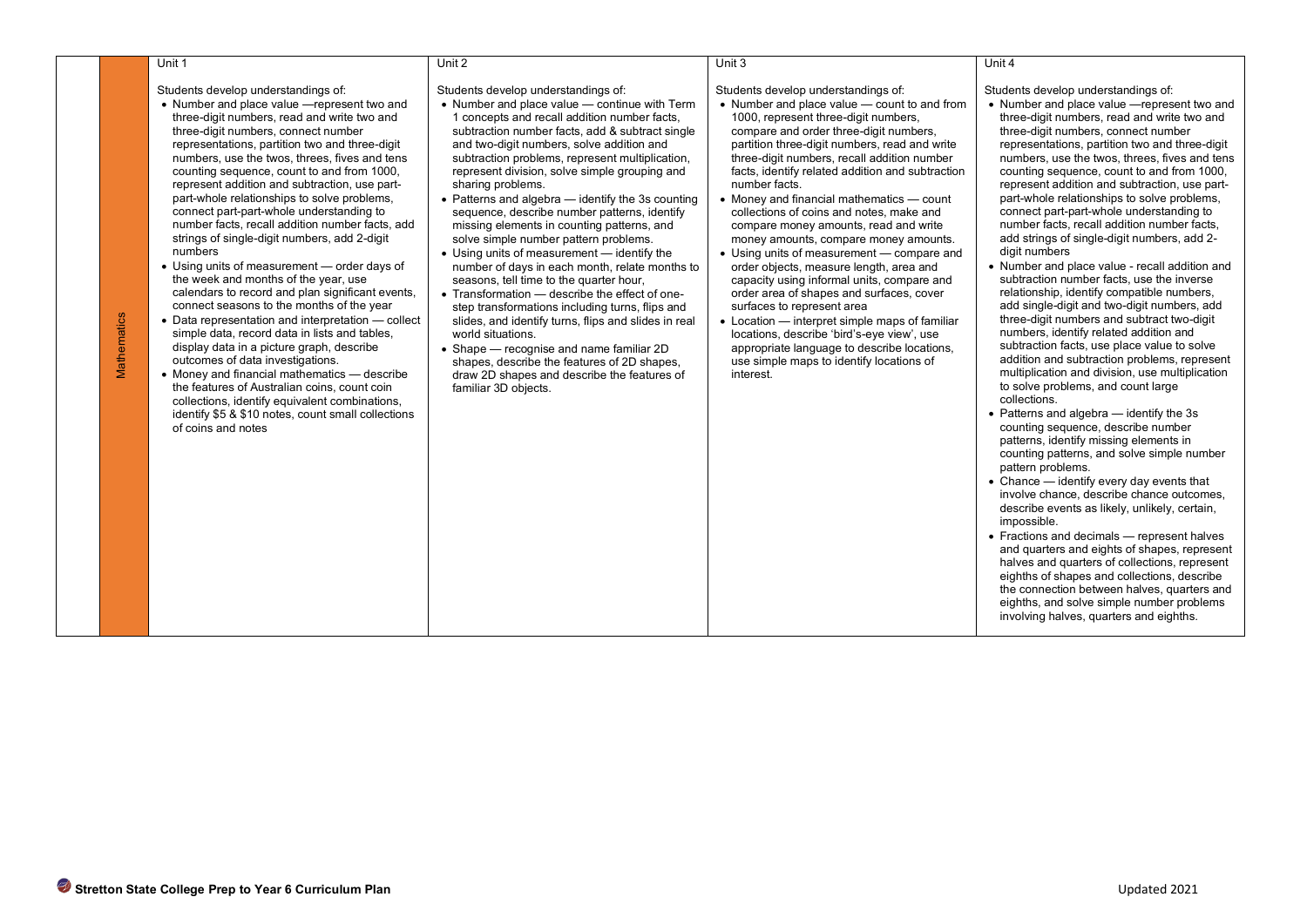| | Unit 1 | Unit 2 | Unit 3 | Unit 4 |
|---|---|---|---|---|
| Mathematics | Students develop understandings of:<br>• Number and place value —represent two and three-digit numbers, read and write two and three-digit numbers, connect number representations, partition two and three-digit numbers, use the twos, threes, fives and tens counting sequence, count to and from 1000, represent addition and subtraction, use part-part-whole relationships to solve problems, connect part-part-whole understanding to number facts, recall addition number facts, add strings of single-digit numbers, add 2-digit numbers<br>• Using units of measurement — order days of the week and months of the year, use calendars to record and plan significant events, connect seasons to the months of the year<br>• Data representation and interpretation — collect simple data, record data in lists and tables, display data in a picture graph, describe outcomes of data investigations.<br>• Money and financial mathematics — describe the features of Australian coins, count coin collections, identify equivalent combinations, identify $5 & $10 notes, count small collections of coins and notes | Students develop understandings of:<br>• Number and place value — continue with Term 1 concepts and recall addition number facts, subtraction number facts, add & subtract single and two-digit numbers, solve addition and subtraction problems, represent multiplication, represent division, solve simple grouping and sharing problems.<br>• Patterns and algebra — identify the 3s counting sequence, describe number patterns, identify missing elements in counting patterns, and solve simple number pattern problems.<br>• Using units of measurement — identify the number of days in each month, relate months to seasons, tell time to the quarter hour,<br>• Transformation — describe the effect of one-step transformations including turns, flips and slides, and identify turns, flips and slides in real world situations.<br>• Shape — recognise and name familiar 2D shapes, describe the features of 2D shapes, draw 2D shapes and describe the features of familiar 3D objects. | Students develop understandings of:<br>• Number and place value — count to and from 1000, represent three-digit numbers, compare and order three-digit numbers, partition three-digit numbers, read and write three-digit numbers, recall addition number facts, identify related addition and subtraction number facts.<br>• Money and financial mathematics — count collections of coins and notes, make and compare money amounts, read and write money amounts, compare money amounts.<br>• Using units of measurement — compare and order objects, measure length, area and capacity using informal units, compare and order area of shapes and surfaces, cover surfaces to represent area<br>• Location — interpret simple maps of familiar locations, describe 'bird's-eye view', use appropriate language to describe locations, use simple maps to identify locations of interest. | Students develop understandings of:<br>• Number and place value —represent two and three-digit numbers, read and write two and three-digit numbers, connect number representations, partition two and three-digit numbers, use the twos, threes, fives and tens counting sequence, count to and from 1000, represent addition and subtraction, use part-part-whole relationships to solve problems, connect part-part-whole understanding to number facts, recall addition number facts, add strings of single-digit numbers, add 2-digit numbers<br>• Number and place value - recall addition and subtraction number facts, use the inverse relationship, identify compatible numbers, add single-digit and two-digit numbers, add three-digit numbers and subtract two-digit numbers, identify related addition and subtraction facts, use place value to solve addition and subtraction problems, represent multiplication and division, use multiplication to solve problems, and count large collections.<br>• Patterns and algebra — identify the 3s counting sequence, describe number patterns, identify missing elements in counting patterns, and solve simple number pattern problems.<br>• Chance — identify every day events that involve chance, describe chance outcomes, describe events as likely, unlikely, certain, impossible.<br>• Fractions and decimals — represent halves and quarters and eights of shapes, represent halves and quarters of collections, represent eighths of shapes and collections, describe the connection between halves, quarters and eighths, and solve simple number problems involving halves, quarters and eighths. |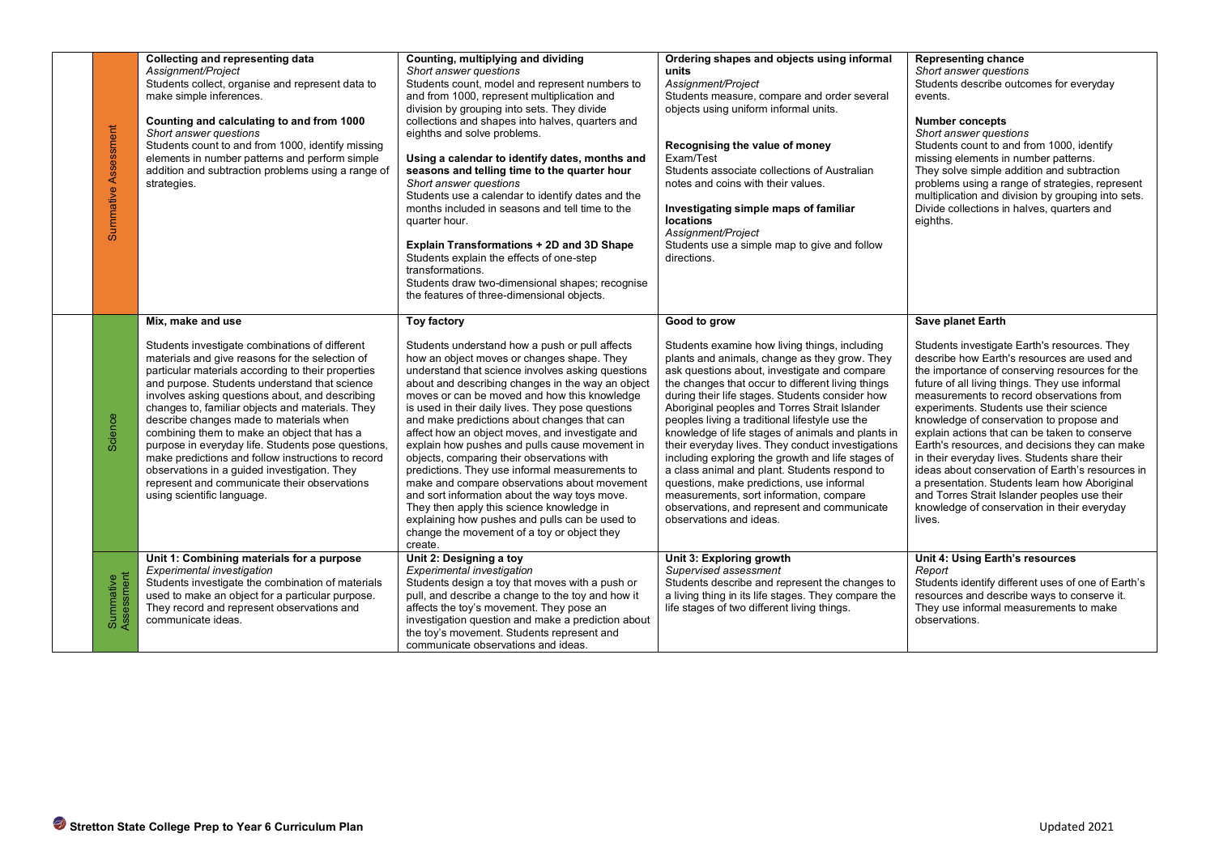| | | | | |
|---|---|---|---|---|
| Summative Assessment | **Collecting and representing data**<br>*Assignment/Project*<br>Students collect, organise and represent data to make simple inferences.<br><br>**Counting and calculating to and from 1000**<br>*Short answer questions*<br>Students count to and from 1000, identify missing elements in number patterns and perform simple addition and subtraction problems using a range of strategies. | **Counting, multiplying and dividing**<br>*Short answer questions*<br>Students count, model and represent numbers to and from 1000, represent multiplication and division by grouping into sets. They divide collections and shapes into halves, quarters and eighths and solve problems.<br><br>**Using a calendar to identify dates, months and seasons and telling time to the quarter hour**<br>*Short answer questions*<br>Students use a calendar to identify dates and the months included in seasons and tell time to the quarter hour.<br><br>**Explain Transformations + 2D and 3D Shape**<br>Students explain the effects of one-step transformations.<br>Students draw two-dimensional shapes; recognise the features of three-dimensional objects. | **Ordering shapes and objects using informal units**<br>*Assignment/Project*<br>Students measure, compare and order several objects using uniform informal units.<br><br>**Recognising the value of money**<br>Exam/Test<br>Students associate collections of Australian notes and coins with their values.<br><br>**Investigating simple maps of familiar locations**<br>*Assignment/Project*<br>Students use a simple map to give and follow directions. | **Representing chance**<br>*Short answer questions*<br>Students describe outcomes for everyday events.<br><br>**Number concepts**<br>*Short answer questions*<br>Students count to and from 1000, identify missing elements in number patterns.<br>They solve simple addition and subtraction problems using a range of strategies, represent multiplication and division by grouping into sets.<br>Divide collections in halves, quarters and eighths. |
| Science | **Mix, make and use**<br><br>Students investigate combinations of different materials and give reasons for the selection of particular materials according to their properties and purpose. Students understand that science involves asking questions about, and describing changes to, familiar objects and materials. They describe changes made to materials when combining them to make an object that has a purpose in everyday life. Students pose questions, make predictions and follow instructions to record observations in a guided investigation. They represent and communicate their observations using scientific language. | **Toy factory**<br><br>Students understand how a push or pull affects how an object moves or changes shape. They understand that science involves asking questions about and describing changes in the way an object moves or can be moved and how this knowledge is used in their daily lives. They pose questions and make predictions about changes that can affect how an object moves, and investigate and explain how pushes and pulls cause movement in objects, comparing their observations with predictions. They use informal measurements to make and compare observations about movement and sort information about the way toys move. They then apply this science knowledge in explaining how pushes and pulls can be used to change the movement of a toy or object they create. | **Good to grow**<br><br>Students examine how living things, including plants and animals, change as they grow. They ask questions about, investigate and compare the changes that occur to different living things during their life stages. Students consider how Aboriginal peoples and Torres Strait Islander peoples living a traditional lifestyle use the knowledge of life stages of animals and plants in their everyday lives. They conduct investigations including exploring the growth and life stages of a class animal and plant. Students respond to questions, make predictions, use informal measurements, sort information, compare observations, and represent and communicate observations and ideas. | **Save planet Earth**<br><br>Students investigate Earth's resources. They describe how Earth's resources are used and the importance of conserving resources for the future of all living things. They use informal measurements to record observations from experiments. Students use their science knowledge of conservation to propose and explain actions that can be taken to conserve Earth's resources, and decisions they can make in their everyday lives. Students share their ideas about conservation of Earth's resources in a presentation. Students learn how Aboriginal and Torres Strait Islander peoples use their knowledge of conservation in their everyday lives. |
| Summative Assessment | **Unit 1: Combining materials for a purpose**<br>*Experimental investigation*<br>Students investigate the combination of materials used to make an object for a particular purpose. They record and represent observations and communicate ideas. | **Unit 2: Designing a toy**<br>*Experimental investigation*<br>Students design a toy that moves with a push or pull, and describe a change to the toy and how it affects the toy's movement. They pose an investigation question and make a prediction about the toy's movement. Students represent and communicate observations and ideas. | **Unit 3: Exploring growth**<br>*Supervised assessment*<br>Students describe and represent the changes to a living thing in its life stages. They compare the life stages of two different living things. | **Unit 4: Using Earth's resources**<br>*Report*<br>Students identify different uses of one of Earth's resources and describe ways to conserve it. They use informal measurements to make observations. |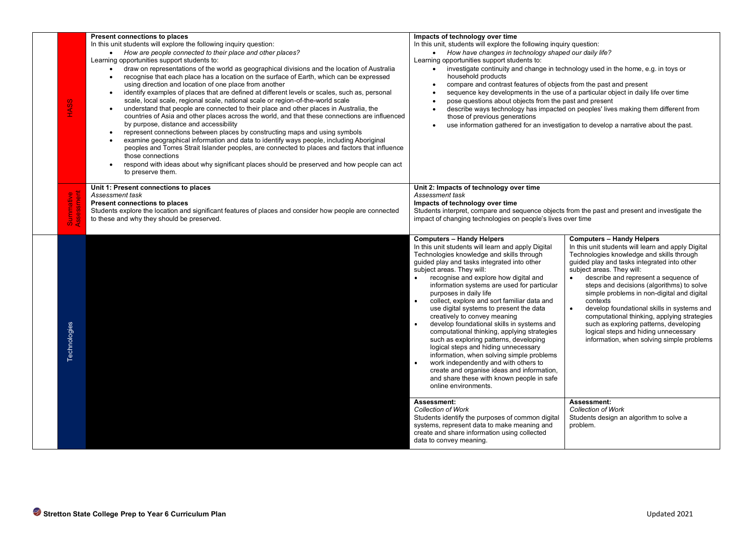| | | | |
|---|---|---|---|
| HASS | **Present connections to places**<br>In this unit students will explore the following inquiry question:<br>• *How are people connected to their place and other places?*<br>Learning opportunities support students to:<br>• draw on representations of the world as geographical divisions and the location of Australia<br>• recognise that each place has a location on the surface of Earth, which can be expressed using direction and location of one place from another<br>• identify examples of places that are defined at different levels or scales, such as, personal scale, local scale, regional scale, national scale or region-of-the-world scale<br>• understand that people are connected to their place and other places in Australia, the countries of Asia and other places across the world, and that these connections are influenced by purpose, distance and accessibility<br>• represent connections between places by constructing maps and using symbols<br>• examine geographical information and data to identify ways people, including Aboriginal peoples and Torres Strait Islander peoples, are connected to places and factors that influence those connections<br>• respond with ideas about why significant places should be preserved and how people can act to preserve them. | **Impacts of technology over time**<br>In this unit, students will explore the following inquiry question:<br>• *How have changes in technology shaped our daily life?*<br>Learning opportunities support students to:<br>• investigate continuity and change in technology used in the home, e.g. in toys or household products<br>• compare and contrast features of objects from the past and present<br>• sequence key developments in the use of a particular object in daily life over time<br>• pose questions about objects from the past and present<br>• describe ways technology has impacted on peoples' lives making them different from those of previous generations<br>• use information gathered for an investigation to develop a narrative about the past. | |
| Summative Assessment | **Unit 1: Present connections to places**<br>*Assessment task*<br>**Present connections to places**<br>Students explore the location and significant features of places and consider how people are connected to these and why they should be preserved. | **Unit 2: Impacts of technology over time**<br>*Assessment task*<br>**Impacts of technology over time**<br>Students interpret, compare and sequence objects from the past and present and investigate the impact of changing technologies on people's lives over time | |
| Technologies | | **Computers – Handy Helpers**<br>In this unit students will learn and apply Digital Technologies knowledge and skills through guided play and tasks integrated into other subject areas. They will:<br>• recognise and explore how digital and information systems are used for particular purposes in daily life<br>• collect, explore and sort familiar data and use digital systems to present the data creatively to convey meaning<br>• develop foundational skills in systems and computational thinking, applying strategies such as exploring patterns, developing logical steps and hiding unnecessary information, when solving simple problems<br>• work independently and with others to create and organise ideas and information, and share these with known people in safe online environments. | **Computers – Handy Helpers**<br>In this unit students will learn and apply Digital Technologies knowledge and skills through guided play and tasks integrated into other subject areas. They will:<br>• describe and represent a sequence of steps and decisions (algorithms) to solve simple problems in non-digital and digital contexts<br>• develop foundational skills in systems and computational thinking, applying strategies such as exploring patterns, developing logical steps and hiding unnecessary information, when solving simple problems |
| | | **Assessment:**<br>*Collection of Work*<br>Students identify the purposes of common digital systems, represent data to make meaning and create and share information using collected data to convey meaning. | **Assessment:**<br>*Collection of Work*<br>Students design an algorithm to solve a problem. |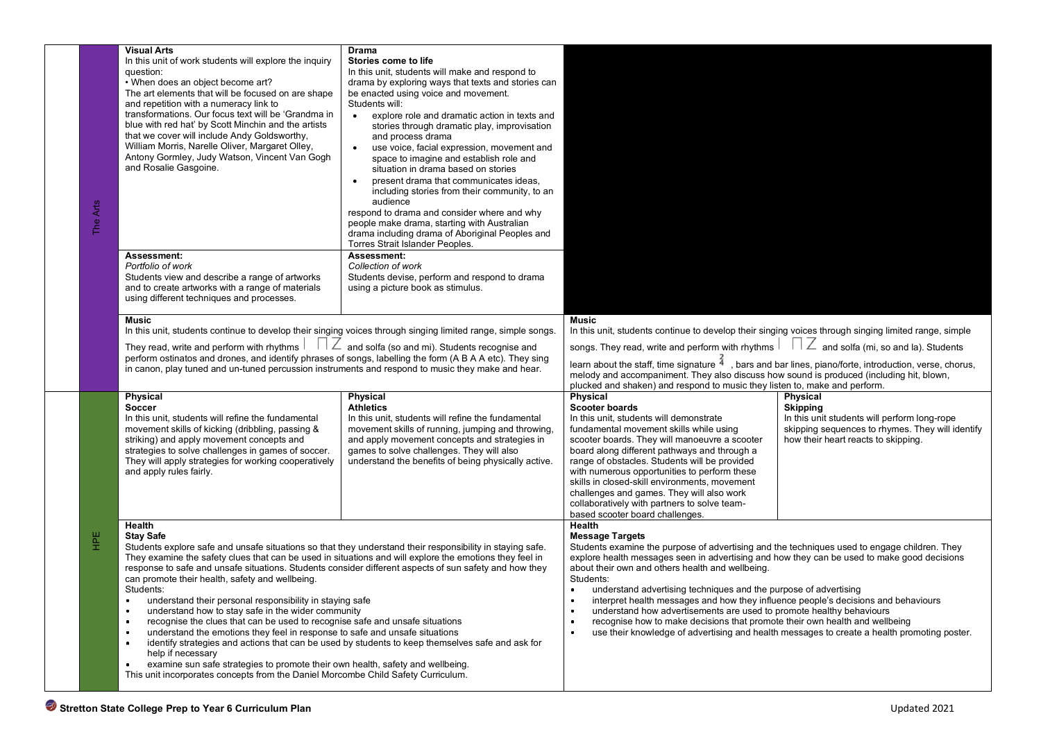| | | | | |
|---|---|---|---|---|
| The Arts | **Visual Arts**<br>In this unit of work students will explore the inquiry question:<br>• When does an object become art?<br>The art elements that will be focused on are shape and repetition with a numeracy link to transformations. Our focus text will be 'Grandma in blue with red hat' by Scott Minchin and the artists that we cover will include Andy Goldsworthy, William Morris, Narelle Oliver, Margaret Olley, Antony Gormley, Judy Watson, Vincent Van Gogh and Rosalie Gasgoine. | **Drama**<br>**Stories come to life**<br>In this unit, students will make and respond to drama by exploring ways that texts and stories can be enacted using voice and movement.<br>Students will:<br>• explore role and dramatic action in texts and stories through dramatic play, improvisation and process drama<br>• use voice, facial expression, movement and space to imagine and establish role and situation in drama based on stories<br>• present drama that communicates ideas, including stories from their community, to an audience<br>respond to drama and consider where and why people make drama, starting with Australian drama including drama of Aboriginal Peoples and Torres Strait Islander Peoples. | | |
| | **Assessment:**<br>*Portfolio of work*<br>Students view and describe a range of artworks and to create artworks with a range of materials using different techniques and processes. | **Assessment:**<br>*Collection of work*<br>Students devise, perform and respond to drama using a picture book as stimulus. | | |
| | **Music**<br>In this unit, students continue to develop their singing voices through singing limited range, simple songs. They read, write and perform with rhythms and solfa (so and mi). Students recognise and perform ostinatos and drones, and identify phrases of songs, labelling the form (A B A A etc). They sing in canon, play tuned and un-tuned percussion instruments and respond to music they make and hear. | | **Music**<br>In this unit, students continue to develop their singing voices through singing limited range, simple songs. They read, write and perform with rhythms and solfa (mi, so and la). Students learn about the staff, time signature $\frac{2}{4}$, bars and bar lines, piano/forte, introduction, verse, chorus, melody and accompaniment. They also discuss how sound is produced (including hit, blown, plucked and shaken) and respond to music they listen to, make and perform. | |
| HPE | **Physical**<br>**Soccer**<br>In this unit, students will refine the fundamental movement skills of kicking (dribbling, passing & striking) and apply movement concepts and strategies to solve challenges in games of soccer. They will apply strategies for working cooperatively and apply rules fairly. | **Physical**<br>**Athletics**<br>In this unit, students will refine the fundamental movement skills of running, jumping and throwing, and apply movement concepts and strategies in games to solve challenges. They will also understand the benefits of being physically active. | **Physical**<br>**Scooter boards**<br>In this unit, students will demonstrate fundamental movement skills while using scooter boards. They will manoeuvre a scooter board along different pathways and through a range of obstacles. Students will be provided with numerous opportunities to perform these skills in closed-skill environments, movement challenges and games. They will also work collaboratively with partners to solve team-based scooter board challenges. | **Physical**<br>**Skipping**<br>In this unit students will perform long-rope skipping sequences to rhymes. They will identify how their heart reacts to skipping. |
| | **Health**<br>**Stay Safe**<br>Students explore safe and unsafe situations so that they understand their responsibility in staying safe. They examine the safety clues that can be used in situations and will explore the emotions they feel in response to safe and unsafe situations. Students consider different aspects of sun safety and how they can promote their health, safety and wellbeing.<br>Students:<br>• understand their personal responsibility in staying safe<br>• understand how to stay safe in the wider community<br>• recognise the clues that can be used to recognise safe and unsafe situations<br>• understand the emotions they feel in response to safe and unsafe situations<br>• identify strategies and actions that can be used by students to keep themselves safe and ask for help if necessary<br>• examine sun safe strategies to promote their own health, safety and wellbeing.<br>This unit incorporates concepts from the Daniel Morcombe Child Safety Curriculum. | | **Health**<br>**Message Targets**<br>Students examine the purpose of advertising and the techniques used to engage children. They explore health messages seen in advertising and how they can be used to make good decisions about their own and others health and wellbeing.<br>Students:<br>• understand advertising techniques and the purpose of advertising<br>• interpret health messages and how they influence people's decisions and behaviours<br>• understand how advertisements are used to promote healthy behaviours<br>• recognise how to make decisions that promote their own health and wellbeing<br>• use their knowledge of advertising and health messages to create a health promoting poster. | |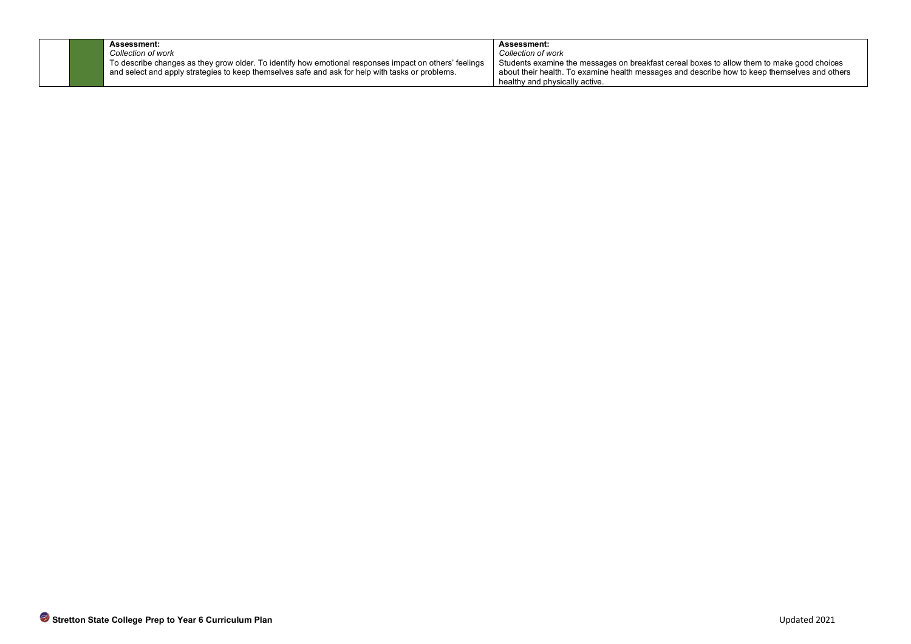| | | | |
|---|---|---|---|
| | | **Assessment:**<br>*Collection of work*<br>To describe changes as they grow older. To identify how emotional responses impact on others' feelings and select and apply strategies to keep themselves safe and ask for help with tasks or problems. | **Assessment:**<br>*Collection of work*<br>Students examine the messages on breakfast cereal boxes to allow them to make good choices about their health. To examine health messages and describe how to keep themselves and others healthy and physically active. |